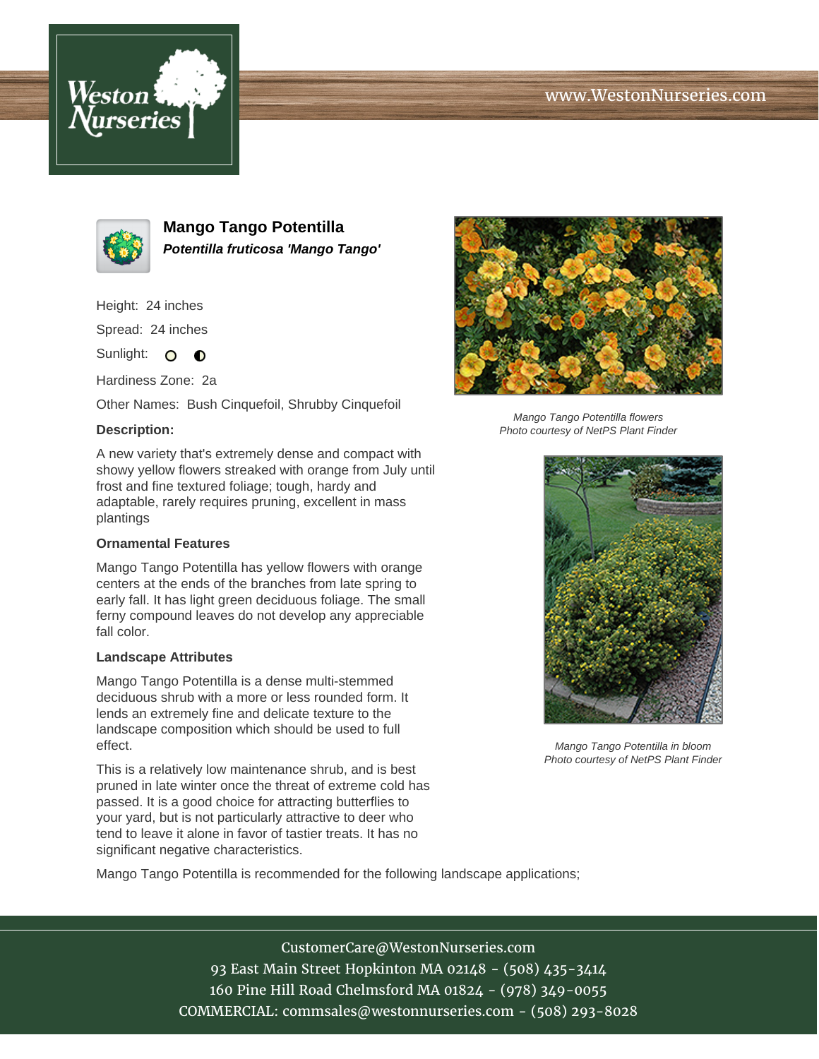# Mango Tango Potentilla

***Potentilla fruticosa 'Mango Tango'***

Height: 24 inches

Spread: 24 inches

Sunlight:

Hardiness Zone: 2a

Other Names: Bush Cinquefoil, Shrubby Cinquefoil

**Description:**

A new variety that's extremely dense and compact with showy yellow flowers streaked with orange from July until frost and fine textured foliage; tough, hardy and adaptable, rarely requires pruning, excellent in mass plantings

### Ornamental Features

Mango Tango Potentilla has yellow flowers with orange centers at the ends of the branches from late spring to early fall. It has light green deciduous foliage. The small ferny compound leaves do not develop any appreciable fall color.

### Landscape Attributes

Mango Tango Potentilla is a dense multi-stemmed deciduous shrub with a more or less rounded form. It lends an extremely fine and delicate texture to the landscape composition which should be used to full effect.

This is a relatively low maintenance shrub, and is best pruned in late winter once the threat of extreme cold has passed. It is a good choice for attracting butterflies to your yard, but is not particularly attractive to deer who tend to leave it alone in favor of tastier treats. It has no significant negative characteristics.

Mango Tango Potentilla is recommended for the following landscape applications;

*Mango Tango Potentilla flowers*
*Photo courtesy of NetPS Plant Finder*

*Mango Tango Potentilla in bloom*
*Photo courtesy of NetPS Plant Finder*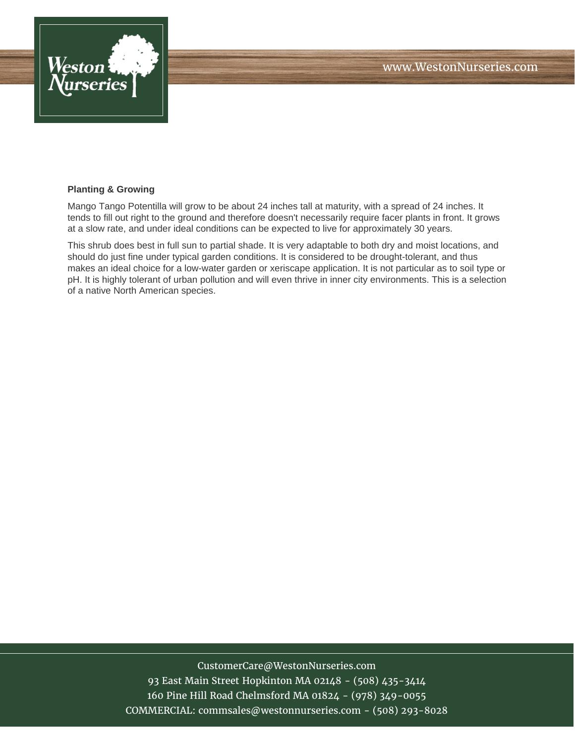## Planting & Growing

Mango Tango Potentilla will grow to be about 24 inches tall at maturity, with a spread of 24 inches. It tends to fill out right to the ground and therefore doesn't necessarily require facer plants in front. It grows at a slow rate, and under ideal conditions can be expected to live for approximately 30 years.

This shrub does best in full sun to partial shade. It is very adaptable to both dry and moist locations, and should do just fine under typical garden conditions. It is considered to be drought-tolerant, and thus makes an ideal choice for a low-water garden or xeriscape application. It is not particular as to soil type or pH. It is highly tolerant of urban pollution and will even thrive in inner city environments. This is a selection of a native North American species.